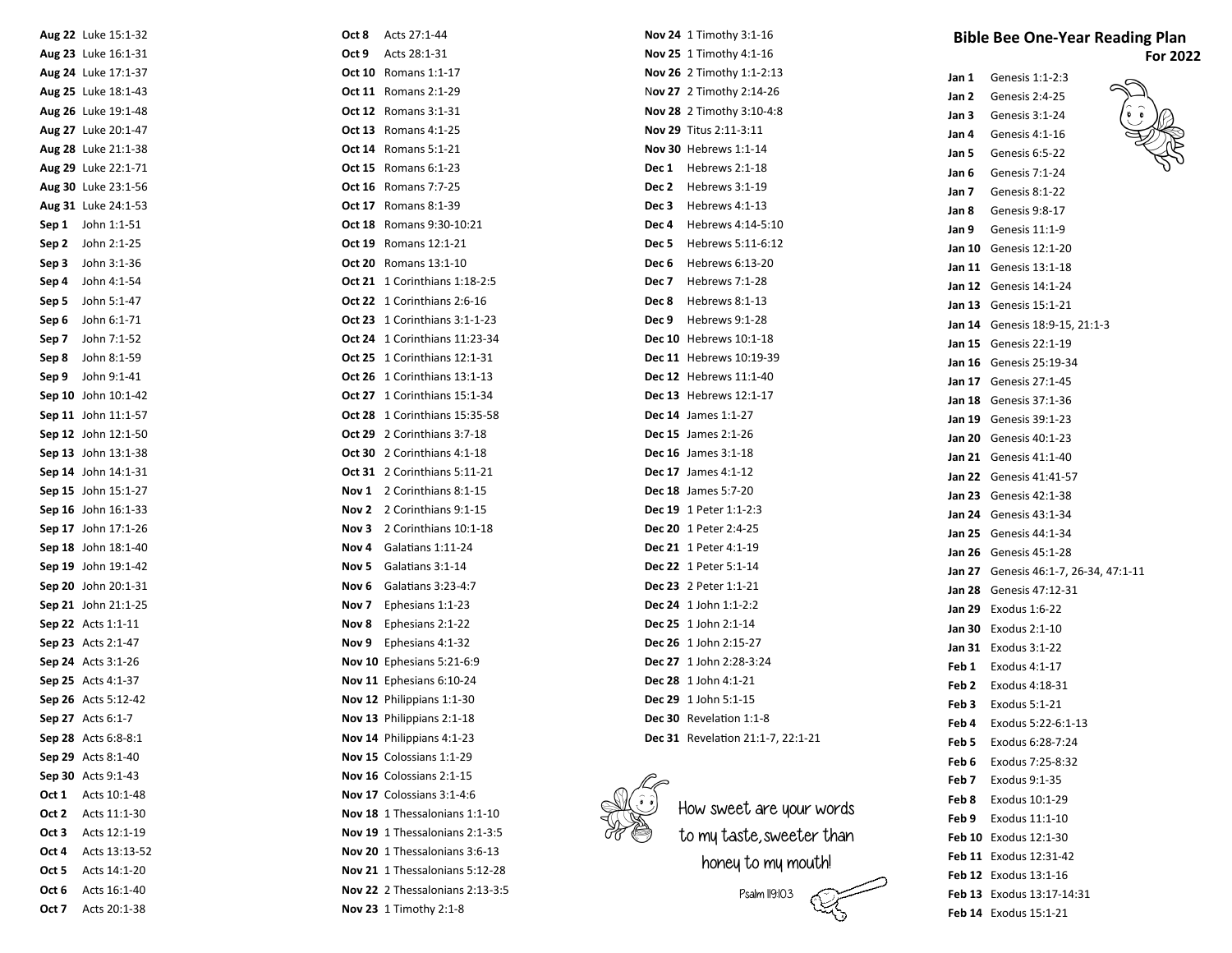## Bible Bee One-Year Reading Plan For 2022

**Jan 1** Genesis 1:1-2:3
**Jan 2** Genesis 2:4-25
**Jan 3** Genesis 3:1-24
**Jan 4** Genesis 4:1-16
**Jan 5** Genesis 6:5-22
**Jan 6** Genesis 7:1-24
**Jan 7** Genesis 8:1-22
**Jan 8** Genesis 9:8-17
**Jan 9** Genesis 11:1-9
**Jan 10** Genesis 12:1-20
**Jan 11** Genesis 13:1-18
**Jan 12** Genesis 14:1-24
**Jan 13** Genesis 15:1-21
**Jan 14** Genesis 18:9-15, 21:1-3
**Jan 15** Genesis 22:1-19
**Jan 16** Genesis 25:19-34
**Jan 17** Genesis 27:1-45
**Jan 18** Genesis 37:1-36
**Jan 19** Genesis 39:1-23
**Jan 20** Genesis 40:1-23
**Jan 21** Genesis 41:1-40
**Jan 22** Genesis 41:41-57
**Jan 23** Genesis 42:1-38
**Jan 24** Genesis 43:1-34
**Jan 25** Genesis 44:1-34
**Jan 26** Genesis 45:1-28
**Jan 27** Genesis 46:1-7, 26-34, 47:1-11
**Jan 28** Genesis 47:12-31
**Jan 29** Exodus 1:6-22
**Jan 30** Exodus 2:1-10
**Jan 31** Exodus 3:1-22
**Feb 1** Exodus 4:1-17
**Feb 2** Exodus 4:18-31
**Feb 3** Exodus 5:1-21
**Feb 4** Exodus 5:22-6:1-13
**Feb 5** Exodus 6:28-7:24
**Feb 6** Exodus 7:25-8:32
**Feb 7** Exodus 9:1-35
**Feb 8** Exodus 10:1-29
**Feb 9** Exodus 11:1-10
**Feb 10** Exodus 12:1-30
**Feb 11** Exodus 12:31-42
**Feb 12** Exodus 13:1-16
**Feb 13** Exodus 13:17-14:31
**Feb 14** Exodus 15:1-21

**Aug 22** Luke 15:1-32
**Aug 23** Luke 16:1-31
**Aug 24** Luke 17:1-37
**Aug 25** Luke 18:1-43
**Aug 26** Luke 19:1-48
**Aug 27** Luke 20:1-47
**Aug 28** Luke 21:1-38
**Aug 29** Luke 22:1-71
**Aug 30** Luke 23:1-56
**Aug 31** Luke 24:1-53
**Sep 1** John 1:1-51
**Sep 2** John 2:1-25
**Sep 3** John 3:1-36
**Sep 4** John 4:1-54
**Sep 5** John 5:1-47
**Sep 6** John 6:1-71
**Sep 7** John 7:1-52
**Sep 8** John 8:1-59
**Sep 9** John 9:1-41
**Sep 10** John 10:1-42
**Sep 11** John 11:1-57
**Sep 12** John 12:1-50
**Sep 13** John 13:1-38
**Sep 14** John 14:1-31
**Sep 15** John 15:1-27
**Sep 16** John 16:1-33
**Sep 17** John 17:1-26
**Sep 18** John 18:1-40
**Sep 19** John 19:1-42
**Sep 20** John 20:1-31
**Sep 21** John 21:1-25
**Sep 22** Acts 1:1-11
**Sep 23** Acts 2:1-47
**Sep 24** Acts 3:1-26
**Sep 25** Acts 4:1-37
**Sep 26** Acts 5:12-42
**Sep 27** Acts 6:1-7
**Sep 28** Acts 6:8-8:1
**Sep 29** Acts 8:1-40
**Sep 30** Acts 9:1-43
**Oct 1** Acts 10:1-48
**Oct 2** Acts 11:1-30
**Oct 3** Acts 12:1-19
**Oct 4** Acts 13:13-52
**Oct 5** Acts 14:1-20
**Oct 6** Acts 16:1-40
**Oct 7** Acts 20:1-38

**Oct 8** Acts 27:1-44
**Oct 9** Acts 28:1-31
**Oct 10** Romans 1:1-17
**Oct 11** Romans 2:1-29
**Oct 12** Romans 3:1-31
**Oct 13** Romans 4:1-25
**Oct 14** Romans 5:1-21
**Oct 15** Romans 6:1-23
**Oct 16** Romans 7:7-25
**Oct 17** Romans 8:1-39
**Oct 18** Romans 9:30-10:21
**Oct 19** Romans 12:1-21
**Oct 20** Romans 13:1-10
**Oct 21** 1 Corinthians 1:18-2:5
**Oct 22** 1 Corinthians 2:6-16
**Oct 23** 1 Corinthians 3:1-1-23
**Oct 24** 1 Corinthians 11:23-34
**Oct 25** 1 Corinthians 12:1-31
**Oct 26** 1 Corinthians 13:1-13
**Oct 27** 1 Corinthians 15:1-34
**Oct 28** 1 Corinthians 15:35-58
**Oct 29** 2 Corinthians 3:7-18
**Oct 30** 2 Corinthians 4:1-18
**Oct 31** 2 Corinthians 5:11-21
**Nov 1** 2 Corinthians 8:1-15
**Nov 2** 2 Corinthians 9:1-15
**Nov 3** 2 Corinthians 10:1-18
**Nov 4** Galatians 1:11-24
**Nov 5** Galatians 3:1-14
**Nov 6** Galatians 3:23-4:7
**Nov 7** Ephesians 1:1-23
**Nov 8** Ephesians 2:1-22
**Nov 9** Ephesians 4:1-32
**Nov 10** Ephesians 5:21-6:9
**Nov 11** Ephesians 6:10-24
**Nov 12** Philippians 1:1-30
**Nov 13** Philippians 2:1-18
**Nov 14** Philippians 4:1-23
**Nov 15** Colossians 1:1-29
**Nov 16** Colossians 2:1-15
**Nov 17** Colossians 3:1-4:6
**Nov 18** 1 Thessalonians 1:1-10
**Nov 19** 1 Thessalonians 2:1-3:5
**Nov 20** 1 Thessalonians 3:6-13
**Nov 21** 1 Thessalonians 5:12-28
**Nov 22** 2 Thessalonians 2:13-3:5
**Nov 23** 1 Timothy 2:1-8

**Nov 24** 1 Timothy 3:1-16
**Nov 25** 1 Timothy 4:1-16
**Nov 26** 2 Timothy 1:1-2:13
**Nov 27** 2 Timothy 2:14-26
**Nov 28** 2 Timothy 3:10-4:8
**Nov 29** Titus 2:11-3:11
**Nov 30** Hebrews 1:1-14
**Dec 1** Hebrews 2:1-18
**Dec 2** Hebrews 3:1-19
**Dec 3** Hebrews 4:1-13
**Dec 4** Hebrews 4:14-5:10
**Dec 5** Hebrews 5:11-6:12
**Dec 6** Hebrews 6:13-20
**Dec 7** Hebrews 7:1-28
**Dec 8** Hebrews 8:1-13
**Dec 9** Hebrews 9:1-28
**Dec 10** Hebrews 10:1-18
**Dec 11** Hebrews 10:19-39
**Dec 12** Hebrews 11:1-40
**Dec 13** Hebrews 12:1-17
**Dec 14** James 1:1-27
**Dec 15** James 2:1-26
**Dec 16** James 3:1-18
**Dec 17** James 4:1-12
**Dec 18** James 5:7-20
**Dec 19** 1 Peter 1:1-2:3
**Dec 20** 1 Peter 2:4-25
**Dec 21** 1 Peter 4:1-19
**Dec 22** 1 Peter 5:1-14
**Dec 23** 2 Peter 1:1-21
**Dec 24** 1 John 1:1-2:2
**Dec 25** 1 John 2:1-14
**Dec 26** 1 John 2:15-27
**Dec 27** 1 John 2:28-3:24
**Dec 28** 1 John 4:1-21
**Dec 29** 1 John 5:1-15
**Dec 30** Revelation 1:1-8
**Dec 31** Revelation 21:1-7, 22:1-21

How sweet are your words to my taste, sweeter than honey to my mouth!

Psalm 119:103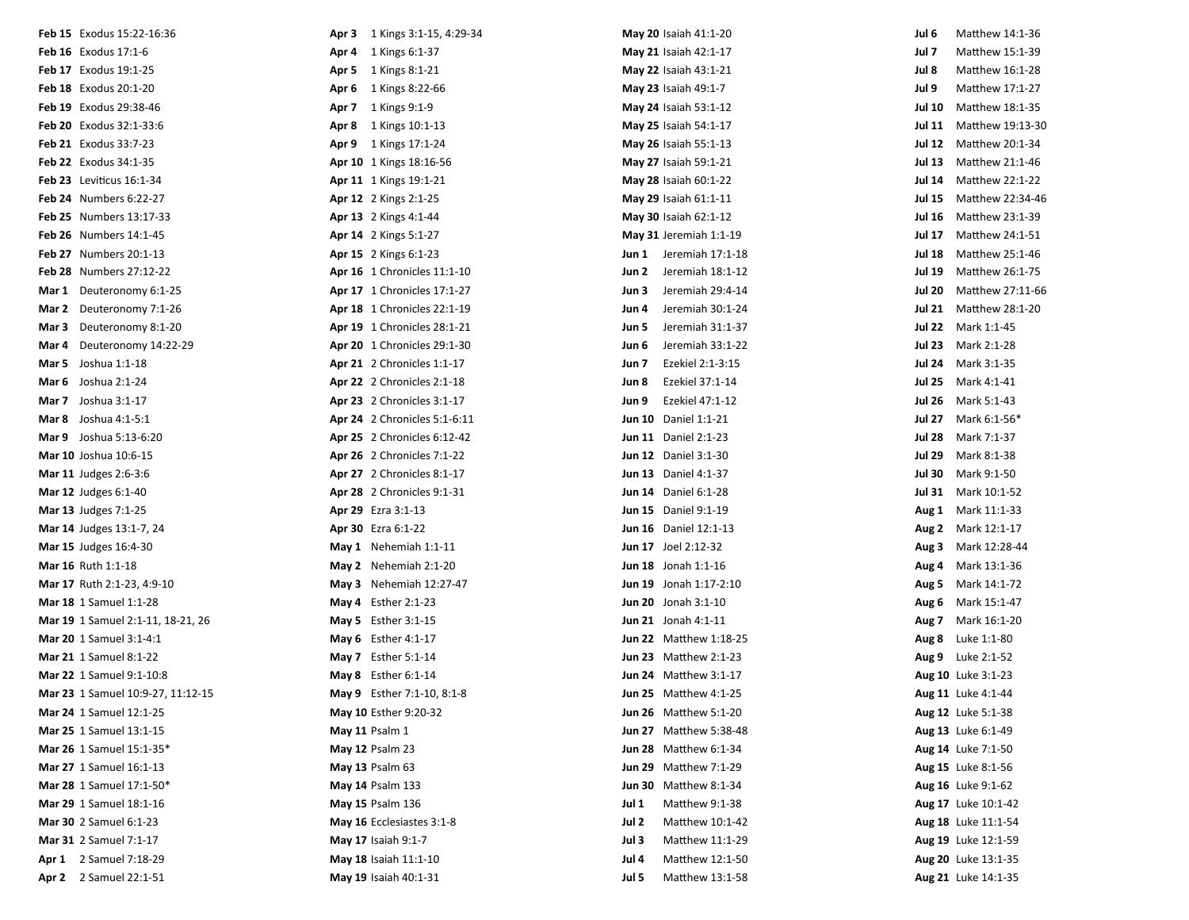**Feb 15** Exodus 15:22-16:36
**Feb 16** Exodus 17:1-6
**Feb 17** Exodus 19:1-25
**Feb 18** Exodus 20:1-20
**Feb 19** Exodus 29:38-46
**Feb 20** Exodus 32:1-33:6
**Feb 21** Exodus 33:7-23
**Feb 22** Exodus 34:1-35
**Feb 23** Leviticus 16:1-34
**Feb 24** Numbers 6:22-27
**Feb 25** Numbers 13:17-33
**Feb 26** Numbers 14:1-45
**Feb 27** Numbers 20:1-13
**Feb 28** Numbers 27:12-22
**Mar 1** Deuteronomy 6:1-25
**Mar 2** Deuteronomy 7:1-26
**Mar 3** Deuteronomy 8:1-20
**Mar 4** Deuteronomy 14:22-29
**Mar 5** Joshua 1:1-18
**Mar 6** Joshua 2:1-24
**Mar 7** Joshua 3:1-17
**Mar 8** Joshua 4:1-5:1
**Mar 9** Joshua 5:13-6:20
**Mar 10** Joshua 10:6-15
**Mar 11** Judges 2:6-3:6
**Mar 12** Judges 6:1-40
**Mar 13** Judges 7:1-25
**Mar 14** Judges 13:1-7, 24
**Mar 15** Judges 16:4-30
**Mar 16** Ruth 1:1-18
**Mar 17** Ruth 2:1-23, 4:9-10
**Mar 18** 1 Samuel 1:1-28
**Mar 19** 1 Samuel 2:1-11, 18-21, 26
**Mar 20** 1 Samuel 3:1-4:1
**Mar 21** 1 Samuel 8:1-22
**Mar 22** 1 Samuel 9:1-10:8
**Mar 23** 1 Samuel 10:9-27, 11:12-15
**Mar 24** 1 Samuel 12:1-25
**Mar 25** 1 Samuel 13:1-15
**Mar 26** 1 Samuel 15:1-35*
**Mar 27** 1 Samuel 16:1-13
**Mar 28** 1 Samuel 17:1-50*
**Mar 29** 1 Samuel 18:1-16
**Mar 30** 2 Samuel 6:1-23
**Mar 31** 2 Samuel 7:1-17
**Apr 1** 2 Samuel 7:18-29
**Apr 2** 2 Samuel 22:1-51

**Apr 3** 1 Kings 3:1-15, 4:29-34
**Apr 4** 1 Kings 6:1-37
**Apr 5** 1 Kings 8:1-21
**Apr 6** 1 Kings 8:22-66
**Apr 7** 1 Kings 9:1-9
**Apr 8** 1 Kings 10:1-13
**Apr 9** 1 Kings 17:1-24
**Apr 10** 1 Kings 18:16-56
**Apr 11** 1 Kings 19:1-21
**Apr 12** 2 Kings 2:1-25
**Apr 13** 2 Kings 4:1-44
**Apr 14** 2 Kings 5:1-27
**Apr 15** 2 Kings 6:1-23
**Apr 16** 1 Chronicles 11:1-10
**Apr 17** 1 Chronicles 17:1-27
**Apr 18** 1 Chronicles 22:1-19
**Apr 19** 1 Chronicles 28:1-21
**Apr 20** 1 Chronicles 29:1-30
**Apr 21** 2 Chronicles 1:1-17
**Apr 22** 2 Chronicles 2:1-18
**Apr 23** 2 Chronicles 3:1-17
**Apr 24** 2 Chronicles 5:1-6:11
**Apr 25** 2 Chronicles 6:12-42
**Apr 26** 2 Chronicles 7:1-22
**Apr 27** 2 Chronicles 8:1-17
**Apr 28** 2 Chronicles 9:1-31
**Apr 29** Ezra 3:1-13
**Apr 30** Ezra 6:1-22
**May 1** Nehemiah 1:1-11
**May 2** Nehemiah 2:1-20
**May 3** Nehemiah 12:27-47
**May 4** Esther 2:1-23
**May 5** Esther 3:1-15
**May 6** Esther 4:1-17
**May 7** Esther 5:1-14
**May 8** Esther 6:1-14
**May 9** Esther 7:1-10, 8:1-8
**May 10** Esther 9:20-32
**May 11** Psalm 1
**May 12** Psalm 23
**May 13** Psalm 63
**May 14** Psalm 133
**May 15** Psalm 136
**May 16** Ecclesiastes 3:1-8
**May 17** Isaiah 9:1-7
**May 18** Isaiah 11:1-10
**May 19** Isaiah 40:1-31

**May 20** Isaiah 41:1-20
**May 21** Isaiah 42:1-17
**May 22** Isaiah 43:1-21
**May 23** Isaiah 49:1-7
**May 24** Isaiah 53:1-12
**May 25** Isaiah 54:1-17
**May 26** Isaiah 55:1-13
**May 27** Isaiah 59:1-21
**May 28** Isaiah 60:1-22
**May 29** Isaiah 61:1-11
**May 30** Isaiah 62:1-12
**May 31** Jeremiah 1:1-19
**Jun 1** Jeremiah 17:1-18
**Jun 2** Jeremiah 18:1-12
**Jun 3** Jeremiah 29:4-14
**Jun 4** Jeremiah 30:1-24
**Jun 5** Jeremiah 31:1-37
**Jun 6** Jeremiah 33:1-22
**Jun 7** Ezekiel 2:1-3:15
**Jun 8** Ezekiel 37:1-14
**Jun 9** Ezekiel 47:1-12
**Jun 10** Daniel 1:1-21
**Jun 11** Daniel 2:1-23
**Jun 12** Daniel 3:1-30
**Jun 13** Daniel 4:1-37
**Jun 14** Daniel 6:1-28
**Jun 15** Daniel 9:1-19
**Jun 16** Daniel 12:1-13
**Jun 17** Joel 2:12-32
**Jun 18** Jonah 1:1-16
**Jun 19** Jonah 1:17-2:10
**Jun 20** Jonah 3:1-10
**Jun 21** Jonah 4:1-11
**Jun 22** Matthew 1:18-25
**Jun 23** Matthew 2:1-23
**Jun 24** Matthew 3:1-17
**Jun 25** Matthew 4:1-25
**Jun 26** Matthew 5:1-20
**Jun 27** Matthew 5:38-48
**Jun 28** Matthew 6:1-34
**Jun 29** Matthew 7:1-29
**Jun 30** Matthew 8:1-34
**Jul 1** Matthew 9:1-38
**Jul 2** Matthew 10:1-42
**Jul 3** Matthew 11:1-29
**Jul 4** Matthew 12:1-50
**Jul 5** Matthew 13:1-58

**Jul 6** Matthew 14:1-36
**Jul 7** Matthew 15:1-39
**Jul 8** Matthew 16:1-28
**Jul 9** Matthew 17:1-27
**Jul 10** Matthew 18:1-35
**Jul 11** Matthew 19:13-30
**Jul 12** Matthew 20:1-34
**Jul 13** Matthew 21:1-46
**Jul 14** Matthew 22:1-22
**Jul 15** Matthew 22:34-46
**Jul 16** Matthew 23:1-39
**Jul 17** Matthew 24:1-51
**Jul 18** Matthew 25:1-46
**Jul 19** Matthew 26:1-75
**Jul 20** Matthew 27:11-66
**Jul 21** Matthew 28:1-20
**Jul 22** Mark 1:1-45
**Jul 23** Mark 2:1-28
**Jul 24** Mark 3:1-35
**Jul 25** Mark 4:1-41
**Jul 26** Mark 5:1-43
**Jul 27** Mark 6:1-56*
**Jul 28** Mark 7:1-37
**Jul 29** Mark 8:1-38
**Jul 30** Mark 9:1-50
**Jul 31** Mark 10:1-52
**Aug 1** Mark 11:1-33
**Aug 2** Mark 12:1-17
**Aug 3** Mark 12:28-44
**Aug 4** Mark 13:1-36
**Aug 5** Mark 14:1-72
**Aug 6** Mark 15:1-47
**Aug 7** Mark 16:1-20
**Aug 8** Luke 1:1-80
**Aug 9** Luke 2:1-52
**Aug 10** Luke 3:1-23
**Aug 11** Luke 4:1-44
**Aug 12** Luke 5:1-38
**Aug 13** Luke 6:1-49
**Aug 14** Luke 7:1-50
**Aug 15** Luke 8:1-56
**Aug 16** Luke 9:1-62
**Aug 17** Luke 10:1-42
**Aug 18** Luke 11:1-54
**Aug 19** Luke 12:1-59
**Aug 20** Luke 13:1-35
**Aug 21** Luke 14:1-35